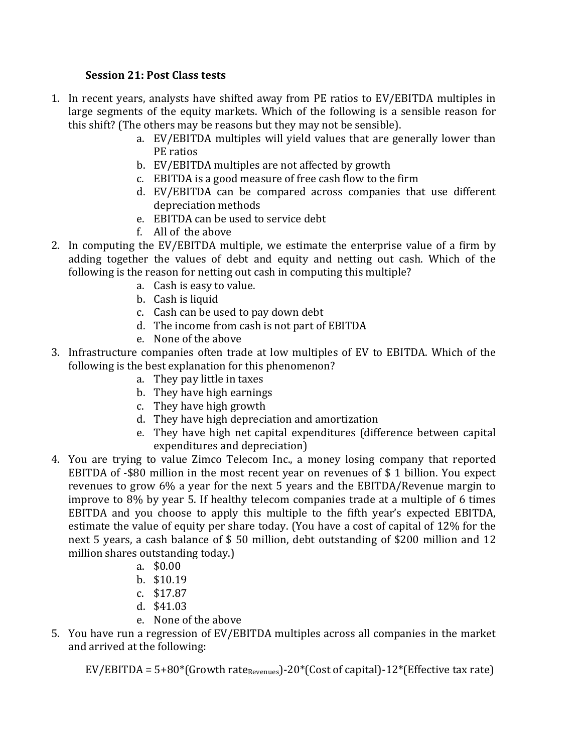**Session 21: Post Class tests**

1. In recent years, analysts have shifted away from PE ratios to EV/EBITDA multiples in large segments of the equity markets. Which of the following is a sensible reason for this shift? (The others may be reasons but they may not be sensible).
    a. EV/EBITDA multiples will yield values that are generally lower than PE ratios
    b. EV/EBITDA multiples are not affected by growth
    c. EBITDA is a good measure of free cash flow to the firm
    d. EV/EBITDA can be compared across companies that use different depreciation methods
    e. EBITDA can be used to service debt
    f. All of the above
2. In computing the EV/EBITDA multiple, we estimate the enterprise value of a firm by adding together the values of debt and equity and netting out cash. Which of the following is the reason for netting out cash in computing this multiple?
    a. Cash is easy to value.
    b. Cash is liquid
    c. Cash can be used to pay down debt
    d. The income from cash is not part of EBITDA
    e. None of the above
3. Infrastructure companies often trade at low multiples of EV to EBITDA. Which of the following is the best explanation for this phenomenon?
    a. They pay little in taxes
    b. They have high earnings
    c. They have high growth
    d. They have high depreciation and amortization
    e. They have high net capital expenditures (difference between capital expenditures and depreciation)
4. You are trying to value Zimco Telecom Inc., a money losing company that reported EBITDA of -$80 million in the most recent year on revenues of $ 1 billion. You expect revenues to grow 6% a year for the next 5 years and the EBITDA/Revenue margin to improve to 8% by year 5. If healthy telecom companies trade at a multiple of 6 times EBITDA and you choose to apply this multiple to the fifth year's expected EBITDA, estimate the value of equity per share today. (You have a cost of capital of 12% for the next 5 years, a cash balance of $ 50 million, debt outstanding of $200 million and 12 million shares outstanding today.)
    a. $0.00
    b. $10.19
    c. $17.87
    d. $41.03
    e. None of the above
5. You have run a regression of EV/EBITDA multiples across all companies in the market and arrived at the following:

    $$EV/EBITDA = 5+80*(\text{Growth rate}_{\text{Revenues}})-20*(\text{Cost of capital})-12*(\text{Effective tax rate})$$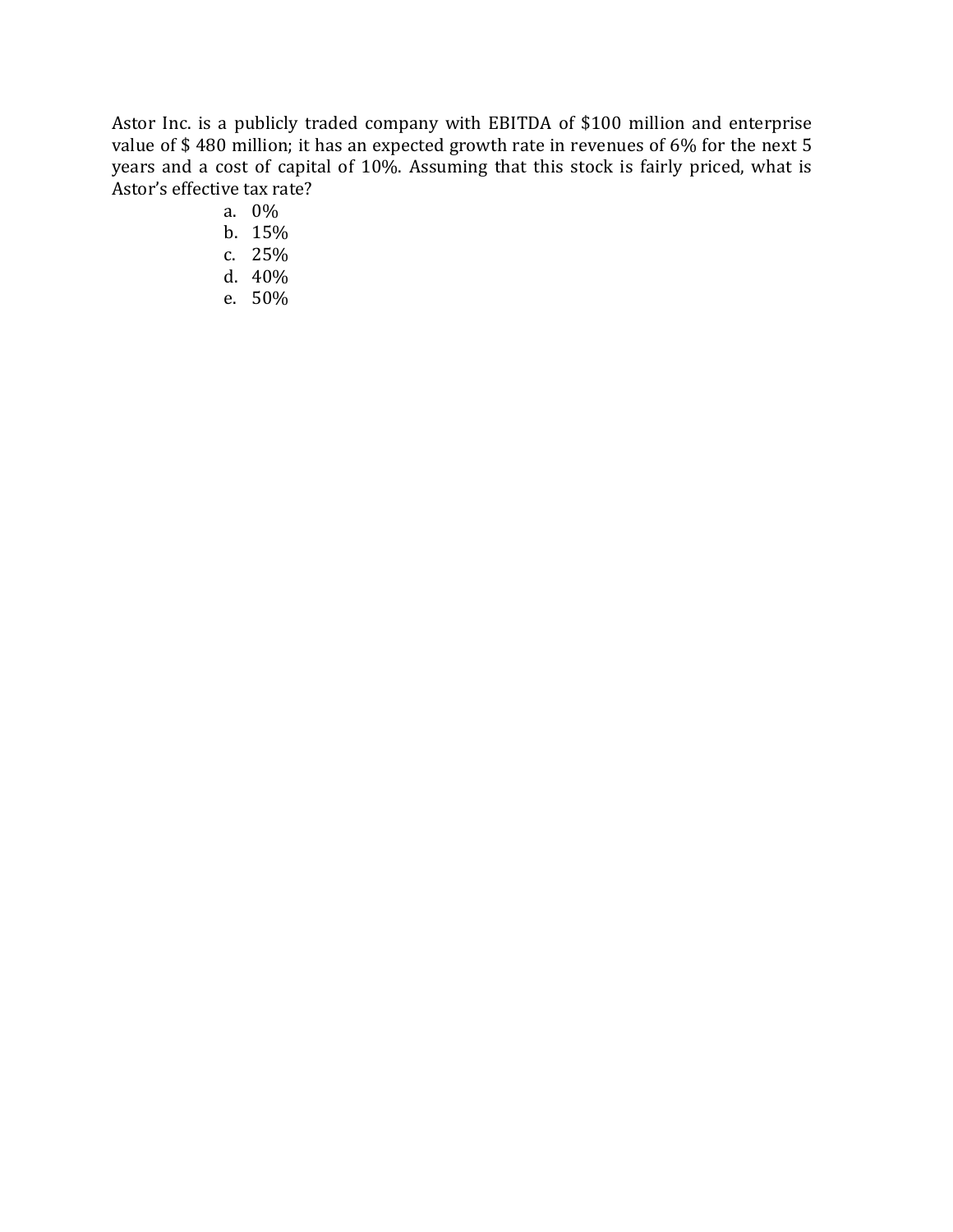Astor Inc. is a publicly traded company with EBITDA of $100 million and enterprise value of $ 480 million; it has an expected growth rate in revenues of 6% for the next 5 years and a cost of capital of 10%. Assuming that this stock is fairly priced, what is Astor's effective tax rate?

a. 0%
b. 15%
c. 25%
d. 40%
e. 50%